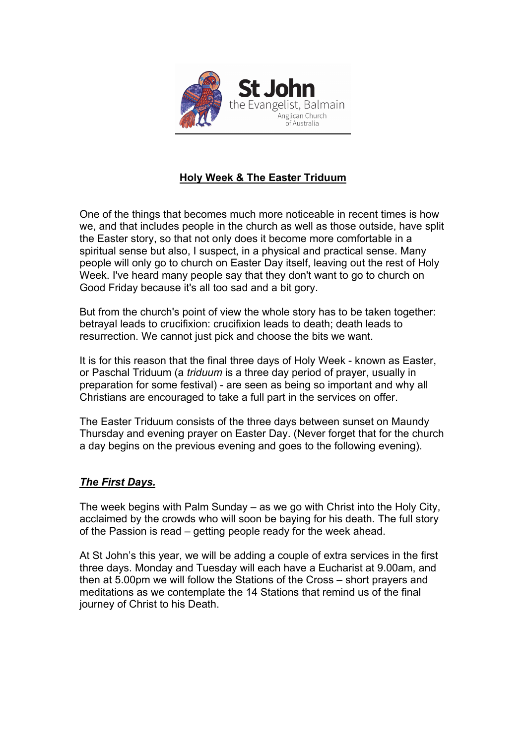St John
the Evangelist, Balmain
Anglican Church of Australia

## Holy Week & The Easter Triduum

One of the things that becomes much more noticeable in recent times is how we, and that includes people in the church as well as those outside, have split the Easter story, so that not only does it become more comfortable in a spiritual sense but also, I suspect, in a physical and practical sense. Many people will only go to church on Easter Day itself, leaving out the rest of Holy Week. I've heard many people say that they don't want to go to church on Good Friday because it's all too sad and a bit gory.

But from the church's point of view the whole story has to be taken together: betrayal leads to crucifixion: crucifixion leads to death; death leads to resurrection. We cannot just pick and choose the bits we want.

It is for this reason that the final three days of Holy Week - known as Easter, or Paschal Triduum (a *triduum* is a three day period of prayer, usually in preparation for some festival) - are seen as being so important and why all Christians are encouraged to take a full part in the services on offer.

The Easter Triduum consists of the three days between sunset on Maundy Thursday and evening prayer on Easter Day. (Never forget that for the church a day begins on the previous evening and goes to the following evening).

### ***The First Days.***

The week begins with Palm Sunday – as we go with Christ into the Holy City, acclaimed by the crowds who will soon be baying for his death. The full story of the Passion is read – getting people ready for the week ahead.

At St John's this year, we will be adding a couple of extra services in the first three days. Monday and Tuesday will each have a Eucharist at 9.00am, and then at 5.00pm we will follow the Stations of the Cross – short prayers and meditations as we contemplate the 14 Stations that remind us of the final journey of Christ to his Death.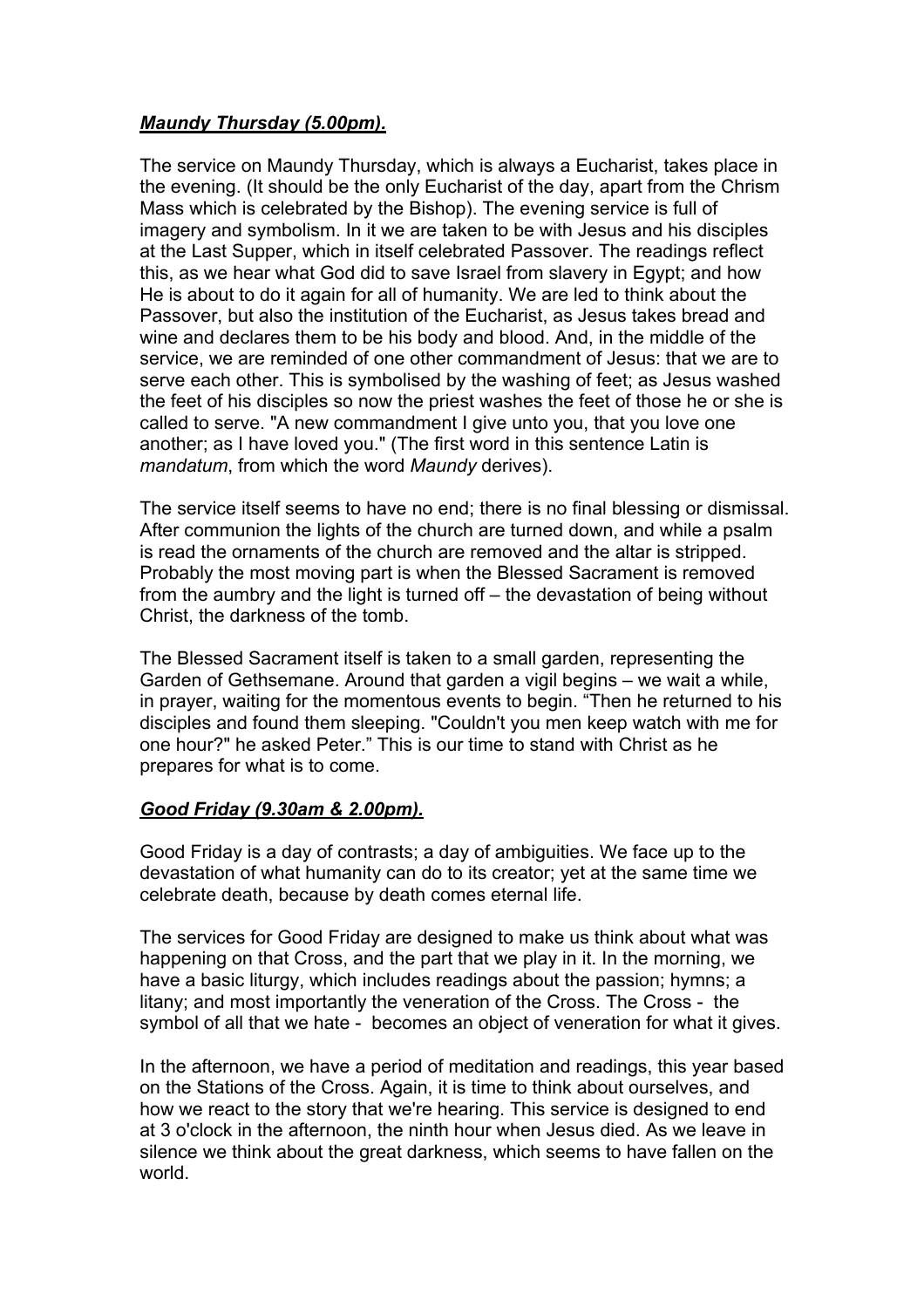***Maundy Thursday (5.00pm).***

The service on Maundy Thursday, which is always a Eucharist, takes place in the evening. (It should be the only Eucharist of the day, apart from the Chrism Mass which is celebrated by the Bishop). The evening service is full of imagery and symbolism. In it we are taken to be with Jesus and his disciples at the Last Supper, which in itself celebrated Passover. The readings reflect this, as we hear what God did to save Israel from slavery in Egypt; and how He is about to do it again for all of humanity. We are led to think about the Passover, but also the institution of the Eucharist, as Jesus takes bread and wine and declares them to be his body and blood. And, in the middle of the service, we are reminded of one other commandment of Jesus: that we are to serve each other. This is symbolised by the washing of feet; as Jesus washed the feet of his disciples so now the priest washes the feet of those he or she is called to serve. "A new commandment I give unto you, that you love one another; as I have loved you." (The first word in this sentence Latin is *mandatum*, from which the word *Maundy* derives).

The service itself seems to have no end; there is no final blessing or dismissal. After communion the lights of the church are turned down, and while a psalm is read the ornaments of the church are removed and the altar is stripped. Probably the most moving part is when the Blessed Sacrament is removed from the aumbry and the light is turned off – the devastation of being without Christ, the darkness of the tomb.

The Blessed Sacrament itself is taken to a small garden, representing the Garden of Gethsemane. Around that garden a vigil begins – we wait a while, in prayer, waiting for the momentous events to begin. "Then he returned to his disciples and found them sleeping. "Couldn't you men keep watch with me for one hour?" he asked Peter." This is our time to stand with Christ as he prepares for what is to come.

***Good Friday (9.30am & 2.00pm).***

Good Friday is a day of contrasts; a day of ambiguities. We face up to the devastation of what humanity can do to its creator; yet at the same time we celebrate death, because by death comes eternal life.

The services for Good Friday are designed to make us think about what was happening on that Cross, and the part that we play in it. In the morning, we have a basic liturgy, which includes readings about the passion; hymns; a litany; and most importantly the veneration of the Cross. The Cross - the symbol of all that we hate - becomes an object of veneration for what it gives.

In the afternoon, we have a period of meditation and readings, this year based on the Stations of the Cross. Again, it is time to think about ourselves, and how we react to the story that we're hearing. This service is designed to end at 3 o'clock in the afternoon, the ninth hour when Jesus died. As we leave in silence we think about the great darkness, which seems to have fallen on the world.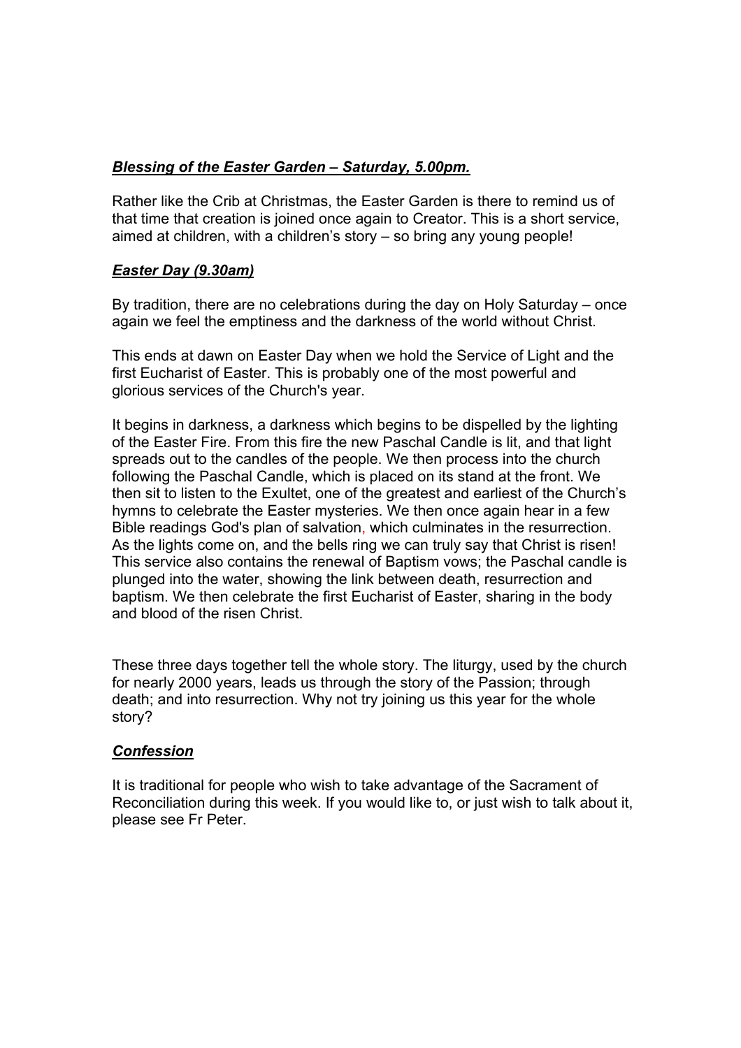***Blessing of the Easter Garden – Saturday, 5.00pm.***

Rather like the Crib at Christmas, the Easter Garden is there to remind us of that time that creation is joined once again to Creator. This is a short service, aimed at children, with a children's story – so bring any young people!

***Easter Day (9.30am)***

By tradition, there are no celebrations during the day on Holy Saturday – once again we feel the emptiness and the darkness of the world without Christ.

This ends at dawn on Easter Day when we hold the Service of Light and the first Eucharist of Easter. This is probably one of the most powerful and glorious services of the Church's year.

It begins in darkness, a darkness which begins to be dispelled by the lighting of the Easter Fire. From this fire the new Paschal Candle is lit, and that light spreads out to the candles of the people. We then process into the church following the Paschal Candle, which is placed on its stand at the front. We then sit to listen to the Exultet, one of the greatest and earliest of the Church's hymns to celebrate the Easter mysteries. We then once again hear in a few Bible readings God's plan of salvation, which culminates in the resurrection. As the lights come on, and the bells ring we can truly say that Christ is risen! This service also contains the renewal of Baptism vows; the Paschal candle is plunged into the water, showing the link between death, resurrection and baptism. We then celebrate the first Eucharist of Easter, sharing in the body and blood of the risen Christ.

These three days together tell the whole story. The liturgy, used by the church for nearly 2000 years, leads us through the story of the Passion; through death; and into resurrection. Why not try joining us this year for the whole story?

***Confession***

It is traditional for people who wish to take advantage of the Sacrament of Reconciliation during this week. If you would like to, or just wish to talk about it, please see Fr Peter.